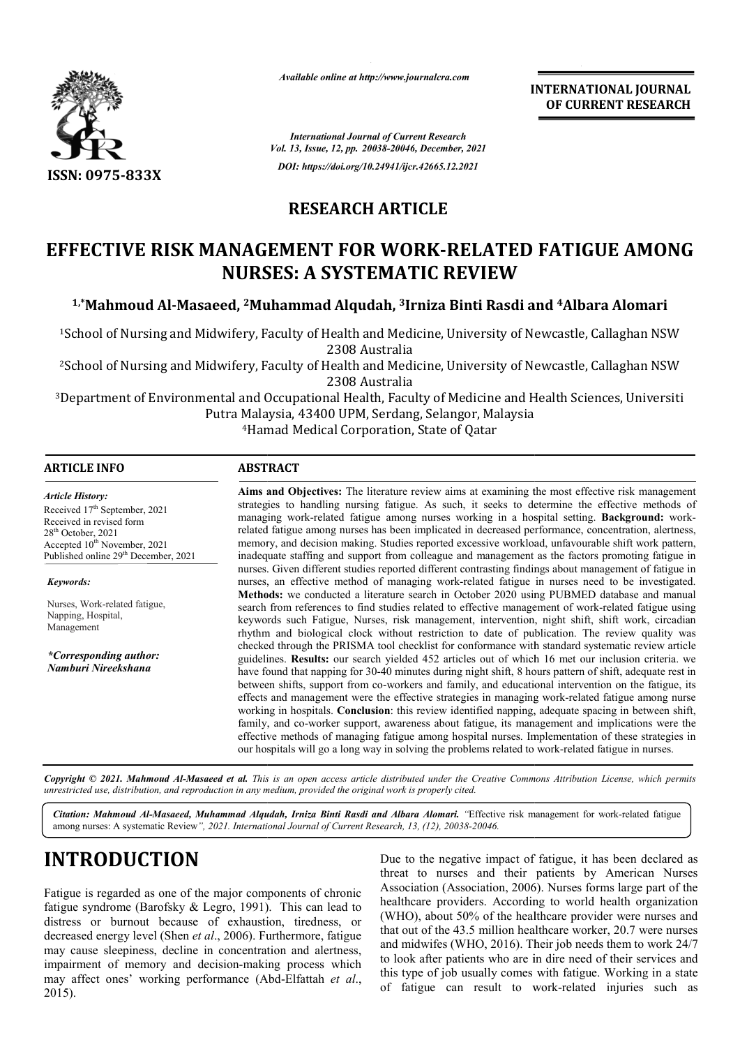*Available online at http://www.journalcra.com*

**INTERNATIONAL JOURNAL OF CURRENT RESEARCH**

*International Journal of Current Research*
*Vol. 13, Issue, 12, pp. 20038-20046, December, 2021*

*DOI: https://doi.org/10.24941/ijcr.42665.12.2021*

ISSN: 0975-833X

**RESEARCH ARTICLE**

# EFFECTIVE RISK MANAGEMENT FOR WORK-RELATED FATIGUE AMONG NURSES: A SYSTEMATIC REVIEW

**[1,*]Mahmoud Al-Masaeed, [2]Muhammad Alqudah, [3]Irniza Binti Rasdi and [4]Albara Alomari**

[1]School of Nursing and Midwifery, Faculty of Health and Medicine, University of Newcastle, Callaghan NSW 2308 Australia

[2]School of Nursing and Midwifery, Faculty of Health and Medicine, University of Newcastle, Callaghan NSW 2308 Australia

[3]Department of Environmental and Occupational Health, Faculty of Medicine and Health Sciences, Universiti Putra Malaysia, 43400 UPM, Serdang, Selangor, Malaysia

[4]Hamad Medical Corporation, State of Qatar

**ARTICLE INFO**

*Article History:*
Received 17[th] September, 2021
Received in revised form
28[th] October, 2021
Accepted 10[th] November, 2021
Published online 29[th] December, 2021

*Keywords:*

Nurses, Work-related fatigue, Napping, Hospital, Management

***Corresponding author:***
***Namburi Nireekshana***

**ABSTRACT**

**Aims and Objectives:** The literature review aims at examining the most effective risk management strategies to handling nursing fatigue. As such, it seeks to determine the effective methods of managing work-related fatigue among nurses working in a hospital setting. **Background:** work-related fatigue among nurses has been implicated in decreased performance, concentration, alertness, memory, and decision making. Studies reported excessive workload, unfavourable shift work pattern, inadequate staffing and support from colleague and management as the factors promoting fatigue in nurses. Given different studies reported different contrasting findings about management of fatigue in nurses, an effective method of managing work-related fatigue in nurses need to be investigated. **Methods:** we conducted a literature search in October 2020 using PUBMED database and manual search from references to find studies related to effective management of work-related fatigue using keywords such Fatigue, Nurses, risk management, intervention, night shift, shift work, circadian rhythm and biological clock without restriction to date of publication. The review quality was checked through the PRISMA tool checklist for conformance with standard systematic review article guidelines. **Results:** our search yielded 452 articles out of which 16 met our inclusion criteria. we have found that napping for 30-40 minutes during night shift, 8 hours pattern of shift, adequate rest in between shifts, support from co-workers and family, and educational intervention on the fatigue, its effects and management were the effective strategies in managing work-related fatigue among nurse working in hospitals. **Conclusion**: this review identified napping, adequate spacing in between shift, family, and co-worker support, awareness about fatigue, its management and implications were the effective methods of managing fatigue among hospital nurses. Implementation of these strategies in our hospitals will go a long way in solving the problems related to work-related fatigue in nurses.

*Copyright © 2021. Mahmoud Al-Masaeed et al. This is an open access article distributed under the Creative Commons Attribution License, which permits unrestricted use, distribution, and reproduction in any medium, provided the original work is properly cited.*

*Citation: Mahmoud Al-Masaeed, Muhammad Alqudah, Irniza Binti Rasdi and Albara Alomari. "Effective risk management for work-related fatigue among nurses: A systematic Review", 2021. International Journal of Current Research, 13, (12), 20038-20046.*

# INTRODUCTION

Fatigue is regarded as one of the major components of chronic fatigue syndrome (Barofsky & Legro, 1991). This can lead to distress or burnout because of exhaustion, tiredness, or decreased energy level (Shen *et al*., 2006). Furthermore, fatigue may cause sleepiness, decline in concentration and alertness, impairment of memory and decision-making process which may affect ones' working performance (Abd-Elfattah *et al*., 2015).

Due to the negative impact of fatigue, it has been declared as threat to nurses and their patients by American Nurses Association (Association, 2006). Nurses forms large part of the healthcare providers. According to world health organization (WHO), about 50% of the healthcare provider were nurses and that out of the 43.5 million healthcare worker, 20.7 were nurses and midwifes (WHO, 2016). Their job needs them to work 24/7 to look after patients who are in dire need of their services and this type of job usually comes with fatigue. Working in a state of fatigue can result to work-related injuries such as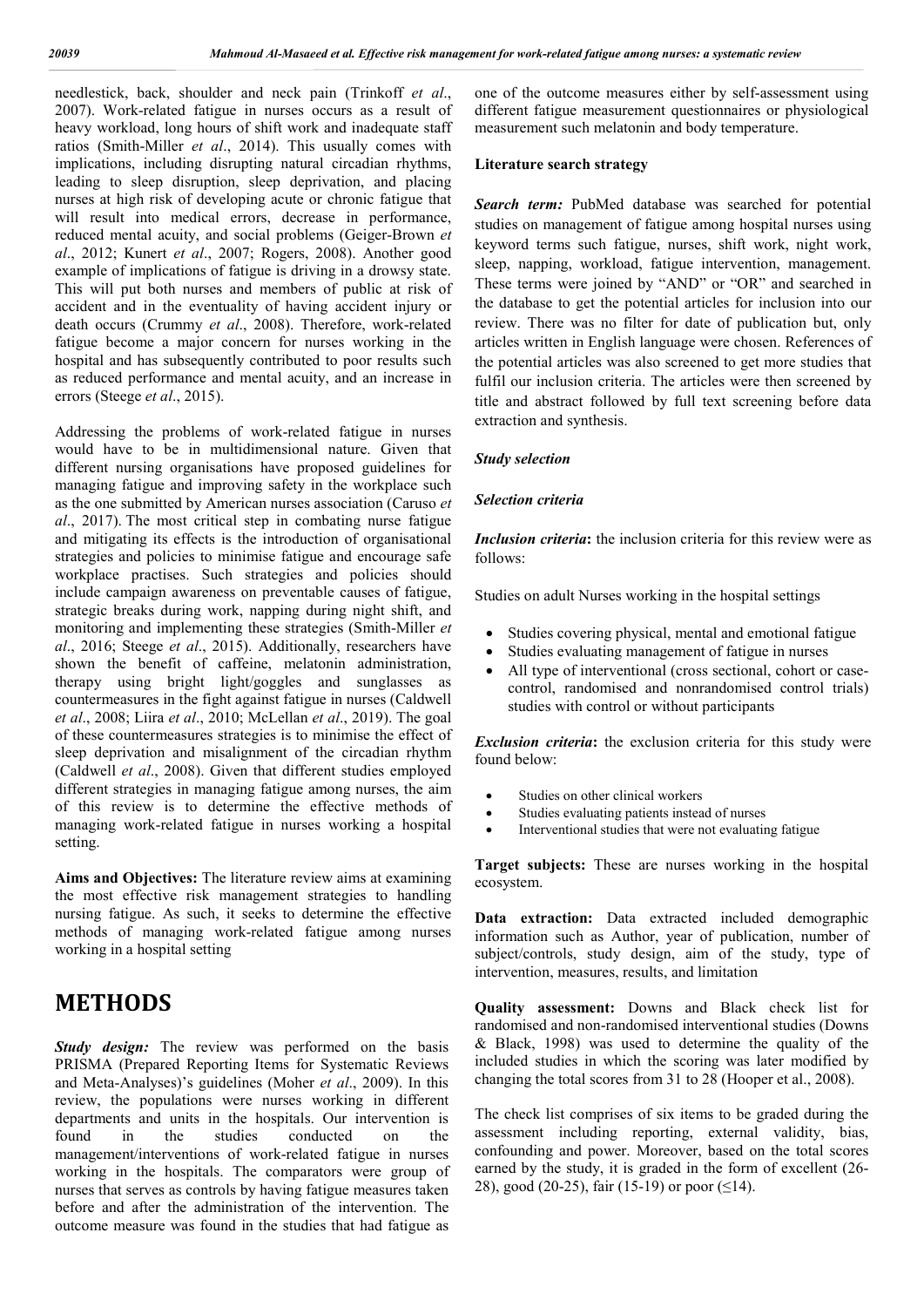needlestick, back, shoulder and neck pain (Trinkoff *et al*., 2007). Work-related fatigue in nurses occurs as a result of heavy workload, long hours of shift work and inadequate staff ratios (Smith-Miller *et al*., 2014). This usually comes with implications, including disrupting natural circadian rhythms, leading to sleep disruption, sleep deprivation, and placing nurses at high risk of developing acute or chronic fatigue that will result into medical errors, decrease in performance, reduced mental acuity, and social problems (Geiger-Brown *et al*., 2012; Kunert *et al*., 2007; Rogers, 2008). Another good example of implications of fatigue is driving in a drowsy state. This will put both nurses and members of public at risk of accident and in the eventuality of having accident injury or death occurs (Crummy *et al*., 2008). Therefore, work-related fatigue become a major concern for nurses working in the hospital and has subsequently contributed to poor results such as reduced performance and mental acuity, and an increase in errors (Steege *et al*., 2015).

Addressing the problems of work-related fatigue in nurses would have to be in multidimensional nature. Given that different nursing organisations have proposed guidelines for managing fatigue and improving safety in the workplace such as the one submitted by American nurses association (Caruso *et al*., 2017). The most critical step in combating nurse fatigue and mitigating its effects is the introduction of organisational strategies and policies to minimise fatigue and encourage safe workplace practises. Such strategies and policies should include campaign awareness on preventable causes of fatigue, strategic breaks during work, napping during night shift, and monitoring and implementing these strategies (Smith-Miller *et al*., 2016; Steege *et al*., 2015). Additionally, researchers have shown the benefit of caffeine, melatonin administration, therapy using bright light/goggles and sunglasses as countermeasures in the fight against fatigue in nurses (Caldwell *et al*., 2008; Liira *et al*., 2010; McLellan *et al*., 2019). The goal of these countermeasures strategies is to minimise the effect of sleep deprivation and misalignment of the circadian rhythm (Caldwell *et al*., 2008). Given that different studies employed different strategies in managing fatigue among nurses, the aim of this review is to determine the effective methods of managing work-related fatigue in nurses working a hospital setting.

**Aims and Objectives:** The literature review aims at examining the most effective risk management strategies to handling nursing fatigue. As such, it seeks to determine the effective methods of managing work-related fatigue among nurses working in a hospital setting

# METHODS

***Study design:*** The review was performed on the basis PRISMA (Prepared Reporting Items for Systematic Reviews and Meta-Analyses)'s guidelines (Moher *et al*., 2009). In this review, the populations were nurses working in different departments and units in the hospitals. Our intervention is found in the studies conducted on the management/interventions of work-related fatigue in nurses working in the hospitals. The comparators were group of nurses that serves as controls by having fatigue measures taken before and after the administration of the intervention. The outcome measure was found in the studies that had fatigue as one of the outcome measures either by self-assessment using different fatigue measurement questionnaires or physiological measurement such melatonin and body temperature.

**Literature search strategy**

***Search term:*** PubMed database was searched for potential studies on management of fatigue among hospital nurses using keyword terms such fatigue, nurses, shift work, night work, sleep, napping, workload, fatigue intervention, management. These terms were joined by "AND" or "OR" and searched in the database to get the potential articles for inclusion into our review. There was no filter for date of publication but, only articles written in English language were chosen. References of the potential articles was also screened to get more studies that fulfil our inclusion criteria. The articles were then screened by title and abstract followed by full text screening before data extraction and synthesis.

***Study selection***

***Selection criteria***

***Inclusion criteria*:** the inclusion criteria for this review were as follows:

Studies on adult Nurses working in the hospital settings

- Studies covering physical, mental and emotional fatigue
- Studies evaluating management of fatigue in nurses
- All type of interventional (cross sectional, cohort or case-control, randomised and nonrandomised control trials) studies with control or without participants

***Exclusion criteria*:** the exclusion criteria for this study were found below:

- Studies on other clinical workers
- Studies evaluating patients instead of nurses
- Interventional studies that were not evaluating fatigue

**Target subjects:** These are nurses working in the hospital ecosystem.

**Data extraction:** Data extracted included demographic information such as Author, year of publication, number of subject/controls, study design, aim of the study, type of intervention, measures, results, and limitation

**Quality assessment:** Downs and Black check list for randomised and non-randomised interventional studies (Downs & Black, 1998) was used to determine the quality of the included studies in which the scoring was later modified by changing the total scores from 31 to 28 (Hooper et al., 2008).

The check list comprises of six items to be graded during the assessment including reporting, external validity, bias, confounding and power. Moreover, based on the total scores earned by the study, it is graded in the form of excellent (26-28), good (20-25), fair (15-19) or poor (≤14).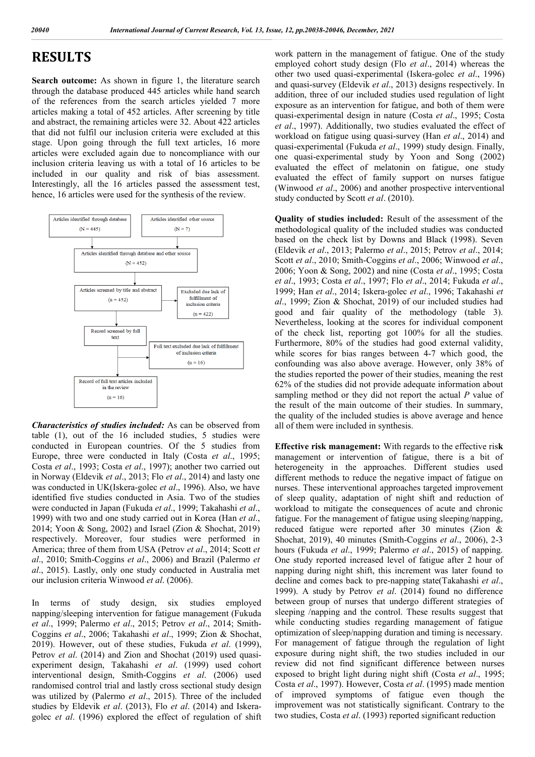# RESULTS

**Search outcome:** As shown in figure 1, the literature search through the database produced 445 articles while hand search of the references from the search articles yielded 7 more articles making a total of 452 articles. After screening by title and abstract, the remaining articles were 32. About 422 articles that did not fulfil our inclusion criteria were excluded at this stage. Upon going through the full text articles, 16 more articles were excluded again due to noncompliance with our inclusion criteria leaving us with a total of 16 articles to be included in our quality and risk of bias assessment. Interestingly, all the 16 articles passed the assessment test, hence, 16 articles were used for the synthesis of the review.

```
Articles identified through database (N = 445)     Articles identified other source (N = 7)
                         ↓
Articles identified through database and other source (N = 452)
                         ↓
Articles screened by title and abstract (n = 452)  →  Excluded due lack of fulfillment of inclusion criteria (n = 422)
                         ↓
Record screened by full text  →  Full text excluded due lack of fulfillment of inclusion criteria (n = 16)
                         ↓
Record of full text articles included in the review (n = 16)
```

***Characteristics of studies included:*** As can be observed from table (1), out of the 16 included studies, 5 studies were conducted in European countries. Of the 5 studies from Europe, three were conducted in Italy (Costa *et al*., 1995; Costa *et al*., 1993; Costa *et al*., 1997); another two carried out in Norway (Eldevik *et al*., 2013; Flo *et al*., 2014) and lasty one was conducted in UK(Iskera-golec *et al*., 1996). Also, we have identified five studies conducted in Asia. Two of the studies were conducted in Japan (Fukuda *et al*., 1999; Takahashi *et al*., 1999) with two and one study carried out in Korea (Han *et al*., 2014; Yoon & Song, 2002) and Israel (Zion & Shochat, 2019) respectively. Moreover, four studies were performed in America; three of them from USA (Petrov *et al*., 2014; Scott *et al*., 2010; Smith-Coggins *et al*., 2006) and Brazil (Palermo *et al*., 2015). Lastly, only one study conducted in Australia met our inclusion criteria Winwood *et al*. (2006).

In terms of study design, six studies employed napping/sleeping intervention for fatigue management (Fukuda *et al*., 1999; Palermo *et al*., 2015; Petrov *et al*., 2014; Smith-Coggins *et al*., 2006; Takahashi *et al*., 1999; Zion & Shochat, 2019). However, out of these studies, Fukuda *et al*. (1999), Petrov *et al*. (2014) and Zion and Shochat (2019) used quasi-experiment design, Takahashi *et al*. (1999) used cohort interventional design, Smith-Coggins *et al*. (2006) used randomised control trial and lastly cross sectional study design was utilized by (Palermo *et al*., 2015). Three of the included studies by Eldevik *et al*. (2013), Flo *et al*. (2014) and Iskera-golec *et al*. (1996) explored the effect of regulation of shift work pattern in the management of fatigue. One of the study employed cohort study design (Flo *et al*., 2014) whereas the other two used quasi-experimental (Iskera-golec *et al*., 1996) and quasi-survey (Eldevik *et al*., 2013) designs respectively. In addition, three of our included studies used regulation of light exposure as an intervention for fatigue, and both of them were quasi-experimental design in nature (Costa *et al*., 1995; Costa *et al*., 1997). Additionally, two studies evaluated the effect of workload on fatigue using quasi-survey (Han *et al*., 2014) and quasi-experimental (Fukuda *et al*., 1999) study design. Finally, one quasi-experimental study by Yoon and Song (2002) evaluated the effect of melatonin on fatigue, one study evaluated the effect of family support on nurses fatigue (Winwood *et al*., 2006) and another prospective interventional study conducted by Scott *et al*. (2010).

**Quality of studies included:** Result of the assessment of the methodological quality of the included studies was conducted based on the check list by Downs and Black (1998). Seven (Eldevik *et al*., 2013; Palermo *et al*., 2015; Petrov *et al*., 2014; Scott *et al*., 2010; Smith-Coggins *et al*., 2006; Winwood *et al*., 2006; Yoon & Song, 2002) and nine (Costa *et al*., 1995; Costa *et al*., 1993; Costa *et al*., 1997; Flo *et al*., 2014; Fukuda *et al*., 1999; Han *et al*., 2014; Iskera-golec *et al*., 1996; Takahashi *et al*., 1999; Zion & Shochat, 2019) of our included studies had good and fair quality of the methodology (table 3). Nevertheless, looking at the scores for individual component of the check list, reporting got 100% for all the studies. Furthermore, 80% of the studies had good external validity, while scores for bias ranges between 4-7 which good, the confounding was also above average. However, only 38% of the studies reported the power of their studies, meaning the rest 62% of the studies did not provide adequate information about sampling method or they did not report the actual *P* value of the result of the main outcome of their studies. In summary, the quality of the included studies is above average and hence all of them were included in synthesis.

**Effective risk management:** With regards to the effective ris**k** management or intervention of fatigue, there is a bit of heterogeneity in the approaches. Different studies used different methods to reduce the negative impact of fatigue on nurses. These interventional approaches targeted improvement of sleep quality, adaptation of night shift and reduction of workload to mitigate the consequences of acute and chronic fatigue. For the management of fatigue using sleeping/napping, reduced fatigue were reported after 30 minutes (Zion & Shochat, 2019), 40 minutes (Smith-Coggins *et al*., 2006), 2-3 hours (Fukuda *et al*., 1999; Palermo *et al*., 2015) of napping. One study reported increased level of fatigue after 2 hour of napping during night shift, this increment was later found to decline and comes back to pre-napping state(Takahashi *et al*., 1999). A study by Petrov *et al*. (2014) found no difference between group of nurses that undergo different strategies of sleeping /napping and the control. These results suggest that while conducting studies regarding management of fatigue optimization of sleep/napping duration and timing is necessary. For management of fatigue through the regulation of light exposure during night shift, the two studies included in our review did not find significant difference between nurses exposed to bright light during night shift (Costa *et al*., 1995; Costa *et al*., 1997). However, Costa *et al*. (1995) made mention of improved symptoms of fatigue even though the improvement was not statistically significant. Contrary to the two studies, Costa *et al*. (1993) reported significant reduction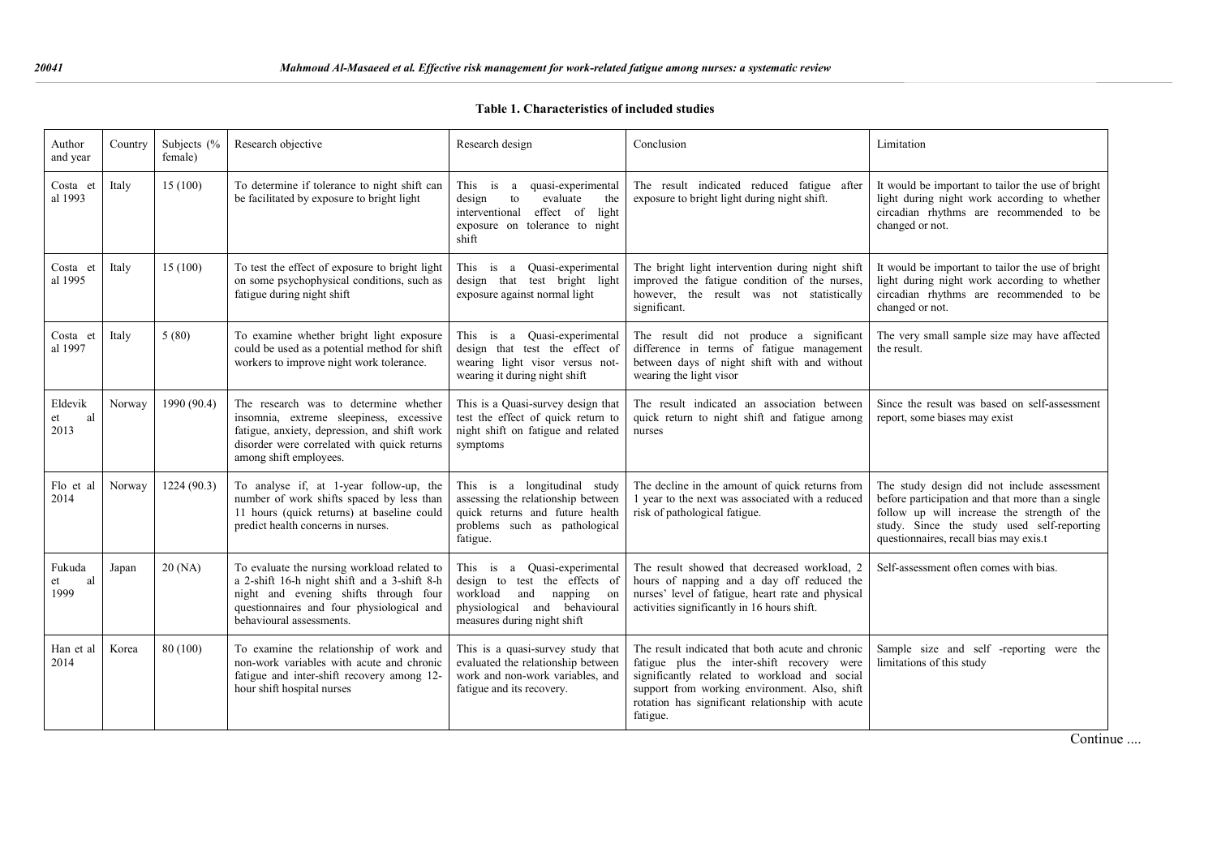**Table 1. Characteristics of included studies**

| Author and year | Country | Subjects (% female) | Research objective | Research design | Conclusion | Limitation |
|---|---|---|---|---|---|---|
| Costa et al 1993 | Italy | 15 (100) | To determine if tolerance to night shift can be facilitated by exposure to bright light | This is a quasi-experimental design to evaluate the interventional effect of light exposure on tolerance to night shift | The result indicated reduced fatigue after exposure to bright light during night shift. | It would be important to tailor the use of bright light during night work according to whether circadian rhythms are recommended to be changed or not. |
| Costa et al 1995 | Italy | 15 (100) | To test the effect of exposure to bright light on some psychophysical conditions, such as fatigue during night shift | This is a Quasi-experimental design that test bright light exposure against normal light | The bright light intervention during night shift improved the fatigue condition of the nurses, however, the result was not statistically significant. | It would be important to tailor the use of bright light during night work according to whether circadian rhythms are recommended to be changed or not. |
| Costa et al 1997 | Italy | 5 (80) | To examine whether bright light exposure could be used as a potential method for shift workers to improve night work tolerance. | This is a Quasi-experimental design that test the effect of wearing light visor versus not-wearing it during night shift | The result did not produce a significant difference in terms of fatigue management between days of night shift with and without wearing the light visor | The very small sample size may have affected the result. |
| Eldevik et al 2013 | Norway | 1990 (90.4) | The research was to determine whether insomnia, extreme sleepiness, excessive fatigue, anxiety, depression, and shift work disorder were correlated with quick returns among shift employees. | This is a Quasi-survey design that test the effect of quick return to night shift on fatigue and related symptoms | The result indicated an association between quick return to night shift and fatigue among nurses | Since the result was based on self-assessment report, some biases may exist |
| Flo et al 2014 | Norway | 1224 (90.3) | To analyse if, at 1-year follow-up, the number of work shifts spaced by less than 11 hours (quick returns) at baseline could predict health concerns in nurses. | This is a longitudinal study assessing the relationship between quick returns and future health problems such as pathological fatigue. | The decline in the amount of quick returns from 1 year to the next was associated with a reduced risk of pathological fatigue. | The study design did not include assessment before participation and that more than a single follow up will increase the strength of the study. Since the study used self-reporting questionnaires, recall bias may exis.t |
| Fukuda et al 1999 | Japan | 20 (NA) | To evaluate the nursing workload related to a 2-shift 16-h night shift and a 3-shift 8-h night and evening shifts through four questionnaires and four physiological and behavioural assessments. | This is a Quasi-experimental design to test the effects of workload and napping on physiological and behavioural measures during night shift | The result showed that decreased workload, 2 hours of napping and a day off reduced the nurses' level of fatigue, heart rate and physical activities significantly in 16 hours shift. | Self-assessment often comes with bias. |
| Han et al 2014 | Korea | 80 (100) | To examine the relationship of work and non-work variables with acute and chronic fatigue and inter-shift recovery among 12-hour shift hospital nurses | This is a quasi-survey study that evaluated the relationship between work and non-work variables, and fatigue and its recovery. | The result indicated that both acute and chronic fatigue plus the inter-shift recovery were significantly related to workload and social support from working environment. Also, shift rotation has significant relationship with acute fatigue. | Sample size and self -reporting were the limitations of this study |

Continue ....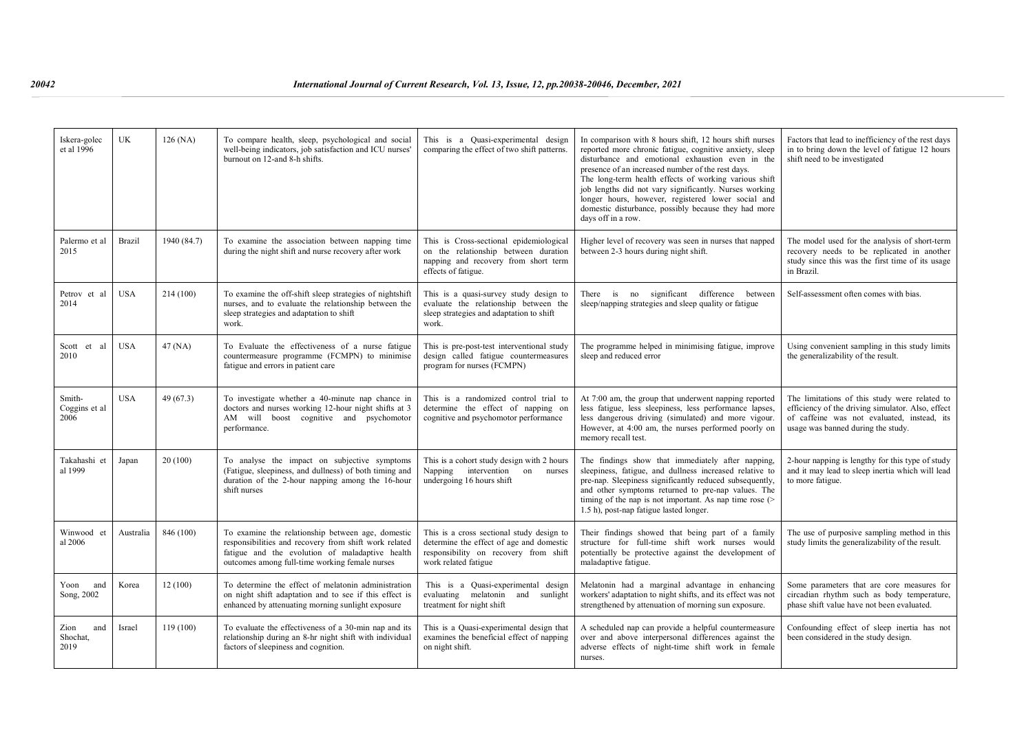| Iskera-golec et al 1996 | UK | 126 (NA) | To compare health, sleep, psychological and social well-being indicators, job satisfaction and ICU nurses' burnout on 12-and 8-h shifts. | This is a Quasi-experimental design comparing the effect of two shift patterns. | In comparison with 8 hours shift, 12 hours shift nurses reported more chronic fatigue, cognitive anxiety, sleep disturbance and emotional exhaustion even in the presence of an increased number of the rest days. The long-term health effects of working various shift job lengths did not vary significantly. Nurses working longer hours, however, registered lower social and domestic disturbance, possibly because they had more days off in a row. | Factors that lead to inefficiency of the rest days in to bring down the level of fatigue 12 hours shift need to be investigated |
|---|---|---|---|---|---|---|
| Palermo et al 2015 | Brazil | 1940 (84.7) | To examine the association between napping time during the night shift and nurse recovery after work | This is Cross-sectional epidemiological on the relationship between duration napping and recovery from short term effects of fatigue. | Higher level of recovery was seen in nurses that napped between 2-3 hours during night shift. | The model used for the analysis of short-term recovery needs to be replicated in another study since this was the first time of its usage in Brazil. |
| Petrov et al 2014 | USA | 214 (100) | To examine the off-shift sleep strategies of nightshift nurses, and to evaluate the relationship between the sleep strategies and adaptation to shift work. | This is a quasi-survey study design to evaluate the relationship between the sleep strategies and adaptation to shift work. | There is no significant difference between sleep/napping strategies and sleep quality or fatigue | Self-assessment often comes with bias. |
| Scott et al 2010 | USA | 47 (NA) | To Evaluate the effectiveness of a nurse fatigue countermeasure programme (FCMPN) to minimise fatigue and errors in patient care | This is pre-post-test interventional study design called fatigue countermeasures program for nurses (FCMPN) | The programme helped in minimising fatigue, improve sleep and reduced error | Using convenient sampling in this study limits the generalizability of the result. |
| Smith-Coggins et al 2006 | USA | 49 (67.3) | To investigate whether a 40-minute nap chance in doctors and nurses working 12-hour night shifts at 3 AM will boost cognitive and psychomotor performance. | This is a randomized control trial to determine the effect of napping on cognitive and psychomotor performance | At 7:00 am, the group that underwent napping reported less fatigue, less sleepiness, less performance lapses, less dangerous driving (simulated) and more vigour. However, at 4:00 am, the nurses performed poorly on memory recall test. | The limitations of this study were related to efficiency of the driving simulator. Also, effect of caffeine was not evaluated, instead, its usage was banned during the study. |
| Takahashi et al 1999 | Japan | 20 (100) | To analyse the impact on subjective symptoms (Fatigue, sleepiness, and dullness) of both timing and duration of the 2-hour napping among the 16-hour shift nurses | This is a cohort study design with 2 hours Napping intervention on nurses undergoing 16 hours shift | The findings show that immediately after napping, sleepiness, fatigue, and dullness increased relative to pre-nap. Sleepiness significantly reduced subsequently, and other symptoms returned to pre-nap values. The timing of the nap is not important. As nap time rose (> 1.5 h), post-nap fatigue lasted longer. | 2-hour napping is lengthy for this type of study and it may lead to sleep inertia which will lead to more fatigue. |
| Winwood et al 2006 | Australia | 846 (100) | To examine the relationship between age, domestic responsibilities and recovery from shift work related fatigue and the evolution of maladaptive health outcomes among full-time working female nurses | This is a cross sectional study design to determine the effect of age and domestic responsibility on recovery from shift work related fatigue | Their findings showed that being part of a family structure for full-time shift work nurses would potentially be protective against the development of maladaptive fatigue. | The use of purposive sampling method in this study limits the generalizability of the result. |
| Yoon and Song, 2002 | Korea | 12 (100) | To determine the effect of melatonin administration on night shift adaptation and to see if this effect is enhanced by attenuating morning sunlight exposure | This is a Quasi-experimental design evaluating melatonin and sunlight treatment for night shift | Melatonin had a marginal advantage in enhancing workers' adaptation to night shifts, and its effect was not strengthened by attenuation of morning sun exposure. | Some parameters that are core measures for circadian rhythm such as body temperature, phase shift value have not been evaluated. |
| Zion and Shochat, 2019 | Israel | 119 (100) | To evaluate the effectiveness of a 30-min nap and its relationship during an 8-hr night shift with individual factors of sleepiness and cognition. | This is a Quasi-experimental design that examines the beneficial effect of napping on night shift. | A scheduled nap can provide a helpful countermeasure over and above interpersonal differences against the adverse effects of night-time shift work in female nurses. | Confounding effect of sleep inertia has not been considered in the study design. |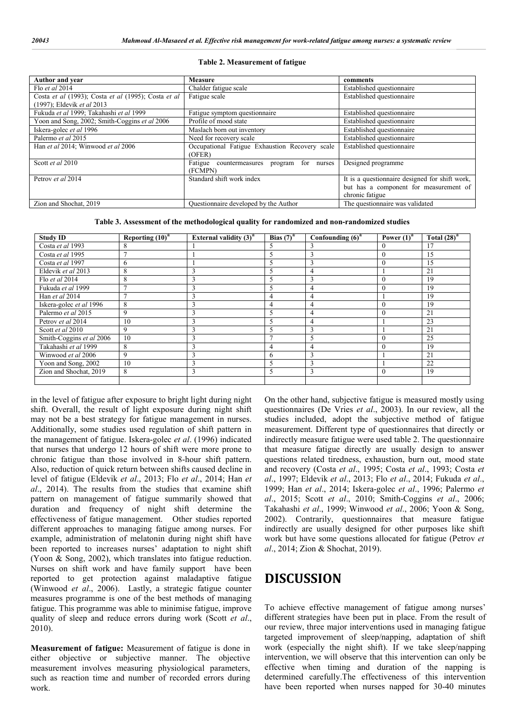**Table 2. Measurement of fatigue**

| Author and year | Measure | comments |
|---|---|---|
| Flo *et al* 2014 | Chalder fatigue scale | Established questionnaire |
| Costa *et al* (1993); Costa *et al* (1995); Costa *et al* (1997); Eldevik *et al* 2013 | Fatigue scale | Established questionnaire |
| Fukuda *et al* 1999; Takahashi *et al* 1999 | Fatigue symptom questionnaire | Established questionnaire |
| Yoon and Song, 2002; Smith-Coggins *et al* 2006 | Profile of mood state | Established questionnaire |
| Iskera-golec *et al* 1996 | Maslach born out inventory | Established questionnaire |
| Palermo *et al* 2015 | Need for recovery scale | Established questionnaire |
| Han *et al* 2014; Winwood *et al* 2006 | Occupational Fatigue Exhaustion Recovery scale (OFER) | Established questionnaire |
| Scott *et al* 2010 | Fatigue countermeasures program for nurses (FCMPN) | Designed programme |
| Petrov *et al* 2014 | Standard shift work index | It is a questionnaire designed for shift work, but has a component for measurement of chronic fatigue |
| Zion and Shochat, 2019 | Questionnaire developed by the Author | The questionnaire was validated |

**Table 3. Assessment of the methodological quality for randomized and non-randomized studies**

| Study ID | Reporting (10)* | External validity (3)* | Bias (7)* | Confounding (6)* | Power (1)* | Total (28)* |
|---|---|---|---|---|---|---|
| Costa *et al* 1993 | 8 | 1 | 5 | 3 | 0 | 17 |
| Costa *et al* 1995 | 7 | 1 | 5 | 3 | 0 | 15 |
| Costa *et al* 1997 | 6 | 1 | 5 | 3 | 0 | 15 |
| Eldevik *et al* 2013 | 8 | 3 | 5 | 4 | 1 | 21 |
| Flo *et al* 2014 | 8 | 3 | 5 | 3 | 0 | 19 |
| Fukuda *et al* 1999 | 7 | 3 | 5 | 4 | 0 | 19 |
| Han *et al* 2014 | 7 | 3 | 4 | 4 | 1 | 19 |
| Iskera-golec *et al* 1996 | 8 | 3 | 4 | 4 | 0 | 19 |
| Palermo *et al* 2015 | 9 | 3 | 5 | 4 | 0 | 21 |
| Petrov *et al* 2014 | 10 | 3 | 5 | 4 | 1 | 23 |
| Scott *et al* 2010 | 9 | 3 | 5 | 3 | 1 | 21 |
| Smith-Coggins *et al* 2006 | 10 | 3 | 7 | 5 | 0 | 25 |
| Takahashi *et al* 1999 | 8 | 3 | 4 | 4 | 0 | 19 |
| Winwood *et al* 2006 | 9 | 3 | 6 | 3 | 1 | 21 |
| Yoon and Song, 2002 | 10 | 3 | 5 | 3 | 1 | 22 |
| Zion and Shochat, 2019 | 8 | 3 | 5 | 3 | 0 | 19 |

in the level of fatigue after exposure to bright light during night shift. Overall, the result of light exposure during night shift may not be a best strategy for fatigue management in nurses. Additionally, some studies used regulation of shift pattern in the management of fatigue. Iskera-golec *et al*. (1996) indicated that nurses that undergo 12 hours of shift were more prone to chronic fatigue than those involved in 8-hour shift pattern. Also, reduction of quick return between shifts caused decline in level of fatigue (Eldevik *et al*., 2013; Flo *et al*., 2014; Han *et al*., 2014). The results from the studies that examine shift pattern on management of fatigue summarily showed that duration and frequency of night shift determine the effectiveness of fatigue management. Other studies reported different approaches to managing fatigue among nurses. For example, administration of melatonin during night shift have been reported to increases nurses' adaptation to night shift (Yoon & Song, 2002), which translates into fatigue reduction. Nurses on shift work and have family support have been reported to get protection against maladaptive fatigue (Winwood *et al*., 2006). Lastly, a strategic fatigue counter measures programme is one of the best methods of managing fatigue. This programme was able to minimise fatigue, improve quality of sleep and reduce errors during work (Scott *et al*., 2010).

**Measurement of fatigue:** Measurement of fatigue is done in either objective or subjective manner. The objective measurement involves measuring physiological parameters, such as reaction time and number of recorded errors during work.

On the other hand, subjective fatigue is measured mostly using questionnaires (De Vries *et al*., 2003). In our review, all the studies included, adopt the subjective method of fatigue measurement. Different type of questionnaires that directly or indirectly measure fatigue were used table 2. The questionnaire that measure fatigue directly are usually design to answer questions related tiredness, exhaustion, burn out, mood state and recovery (Costa *et al*., 1995; Costa *et al*., 1993; Costa *et al*., 1997; Eldevik *et al*., 2013; Flo *et al*., 2014; Fukuda *et al*., 1999; Han *et al*., 2014; Iskera-golec *et al*., 1996; Palermo *et al*., 2015; Scott *et al*., 2010; Smith-Coggins *et al*., 2006; Takahashi *et al*., 1999; Winwood *et al*., 2006; Yoon & Song, 2002). Contrarily, questionnaires that measure fatigue indirectly are usually designed for other purposes like shift work but have some questions allocated for fatigue (Petrov *et al*., 2014; Zion & Shochat, 2019).

# DISCUSSION

To achieve effective management of fatigue among nurses' different strategies have been put in place. From the result of our review, three major interventions used in managing fatigue targeted improvement of sleep/napping, adaptation of shift work (especially the night shift). If we take sleep/napping intervention, we will observe that this intervention can only be effective when timing and duration of the napping is determined carefully.The effectiveness of this intervention have been reported when nurses napped for 30-40 minutes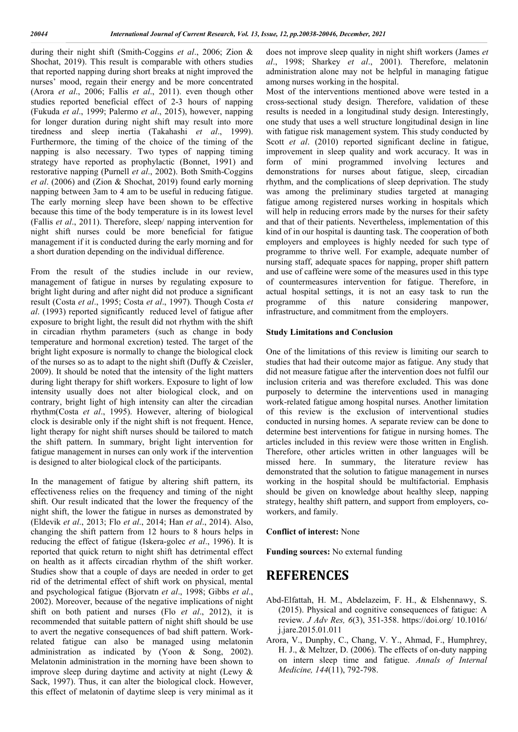during their night shift (Smith-Coggins *et al*., 2006; Zion & Shochat, 2019). This result is comparable with others studies that reported napping during short breaks at night improved the nurses' mood, regain their energy and be more concentrated (Arora *et al*., 2006; Fallis *et al*., 2011). even though other studies reported beneficial effect of 2-3 hours of napping (Fukuda *et al*., 1999; Palermo *et al*., 2015), however, napping for longer duration during night shift may result into more tiredness and sleep inertia (Takahashi *et al*., 1999). Furthermore, the timing of the choice of the timing of the napping is also necessary. Two types of napping timing strategy have reported as prophylactic (Bonnet, 1991) and restorative napping (Purnell *et al*., 2002). Both Smith-Coggins *et al*. (2006) and (Zion & Shochat, 2019) found early morning napping between 3am to 4 am to be useful in reducing fatigue. The early morning sleep have been shown to be effective because this time of the body temperature is in its lowest level (Fallis *et al*., 2011). Therefore, sleep/ napping intervention for night shift nurses could be more beneficial for fatigue management if it is conducted during the early morning and for a short duration depending on the individual difference.

From the result of the studies include in our review, management of fatigue in nurses by regulating exposure to bright light during and after night did not produce a significant result (Costa *et al*., 1995; Costa *et al*., 1997). Though Costa *et al*. (1993) reported significantly reduced level of fatigue after exposure to bright light, the result did not rhythm with the shift in circadian rhythm parameters (such as change in body temperature and hormonal excretion) tested. The target of the bright light exposure is normally to change the biological clock of the nurses so as to adapt to the night shift (Duffy & Czeisler, 2009). It should be noted that the intensity of the light matters during light therapy for shift workers. Exposure to light of low intensity usually does not alter biological clock, and on contrary, bright light of high intensity can alter the circadian rhythm(Costa *et al*., 1995). However, altering of biological clock is desirable only if the night shift is not frequent. Hence, light therapy for night shift nurses should be tailored to match the shift pattern. In summary, bright light intervention for fatigue management in nurses can only work if the intervention is designed to alter biological clock of the participants.

In the management of fatigue by altering shift pattern, its effectiveness relies on the frequency and timing of the night shift. Our result indicated that the lower the frequency of the night shift, the lower the fatigue in nurses as demonstrated by (Eldevik *et al*., 2013; Flo *et al*., 2014; Han *et al*., 2014). Also, changing the shift pattern from 12 hours to 8 hours helps in reducing the effect of fatigue (Iskera-golec *et al*., 1996). It is reported that quick return to night shift has detrimental effect on health as it affects circadian rhythm of the shift worker. Studies show that a couple of days are needed in order to get rid of the detrimental effect of shift work on physical, mental and psychological fatigue (Bjorvatn *et al*., 1998; Gibbs *et al*., 2002). Moreover, because of the negative implications of night shift on both patient and nurses (Flo *et al*., 2012), it is recommended that suitable pattern of night shift should be use to avert the negative consequences of bad shift pattern. Work-related fatigue can also be managed using melatonin administration as indicated by (Yoon & Song, 2002). Melatonin administration in the morning have been shown to improve sleep during daytime and activity at night (Lewy & Sack, 1997). Thus, it can alter the biological clock. However, this effect of melatonin of daytime sleep is very minimal as it does not improve sleep quality in night shift workers (James *et al*., 1998; Sharkey *et al*., 2001). Therefore, melatonin administration alone may not be helpful in managing fatigue among nurses working in the hospital.

Most of the interventions mentioned above were tested in a cross-sectional study design. Therefore, validation of these results is needed in a longitudinal study design. Interestingly, one study that uses a well structure longitudinal design in line with fatigue risk management system. This study conducted by Scott *et al*. (2010) reported significant decline in fatigue, improvement in sleep quality and work accuracy. It was in form of mini programmed involving lectures and demonstrations for nurses about fatigue, sleep, circadian rhythm, and the complications of sleep deprivation. The study was among the preliminary studies targeted at managing fatigue among registered nurses working in hospitals which will help in reducing errors made by the nurses for their safety and that of their patients. Nevertheless, implementation of this kind of in our hospital is daunting task. The cooperation of both employers and employees is highly needed for such type of programme to thrive well. For example, adequate number of nursing staff, adequate spaces for napping, proper shift pattern and use of caffeine were some of the measures used in this type of countermeasures intervention for fatigue. Therefore, in actual hospital settings, it is not an easy task to run the programme of this nature considering manpower, infrastructure, and commitment from the employers.

## Study Limitations and Conclusion

One of the limitations of this review is limiting our search to studies that had their outcome major as fatigue. Any study that did not measure fatigue after the intervention does not fulfil our inclusion criteria and was therefore excluded. This was done purposely to determine the interventions used in managing work-related fatigue among hospital nurses. Another limitation of this review is the exclusion of interventional studies conducted in nursing homes. A separate review can be done to determine best interventions for fatigue in nursing homes. The articles included in this review were those written in English. Therefore, other articles written in other languages will be missed here. In summary, the literature review has demonstrated that the solution to fatigue management in nurses working in the hospital should be multifactorial. Emphasis should be given on knowledge about healthy sleep, napping strategy, healthy shift pattern, and support from employers, co-workers, and family.

**Conflict of interest:** None

**Funding sources:** No external funding

# REFERENCES

Abd-Elfattah, H. M., Abdelazeim, F. H., & Elshennawy, S. (2015). Physical and cognitive consequences of fatigue: A review. *J Adv Res, 6*(3), 351-358. https://doi.org/ 10.1016/ j.jare.2015.01.011

Arora, V., Dunphy, C., Chang, V. Y., Ahmad, F., Humphrey, H. J., & Meltzer, D. (2006). The effects of on-duty napping on intern sleep time and fatigue. *Annals of Internal Medicine, 144*(11), 792-798.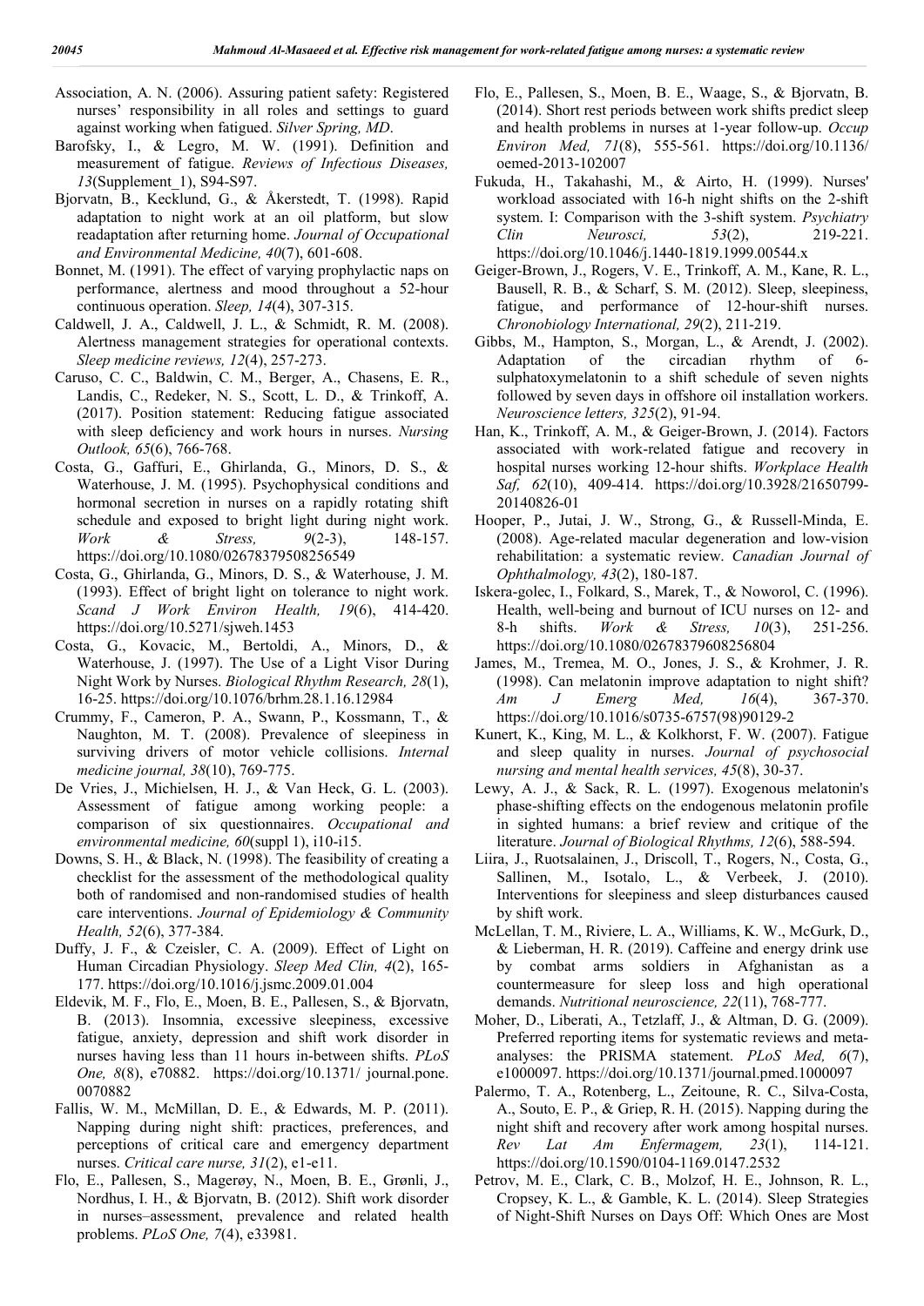Association, A. N. (2006). Assuring patient safety: Registered nurses' responsibility in all roles and settings to guard against working when fatigued. *Silver Spring, MD*.

Barofsky, I., & Legro, M. W. (1991). Definition and measurement of fatigue. *Reviews of Infectious Diseases, 13*(Supplement_1), S94-S97.

Bjorvatn, B., Kecklund, G., & Åkerstedt, T. (1998). Rapid adaptation to night work at an oil platform, but slow readaptation after returning home. *Journal of Occupational and Environmental Medicine, 40*(7), 601-608.

Bonnet, M. (1991). The effect of varying prophylactic naps on performance, alertness and mood throughout a 52-hour continuous operation. *Sleep, 14*(4), 307-315.

Caldwell, J. A., Caldwell, J. L., & Schmidt, R. M. (2008). Alertness management strategies for operational contexts. *Sleep medicine reviews, 12*(4), 257-273.

Caruso, C. C., Baldwin, C. M., Berger, A., Chasens, E. R., Landis, C., Redeker, N. S., Scott, L. D., & Trinkoff, A. (2017). Position statement: Reducing fatigue associated with sleep deficiency and work hours in nurses. *Nursing Outlook, 65*(6), 766-768.

Costa, G., Gaffuri, E., Ghirlanda, G., Minors, D. S., & Waterhouse, J. M. (1995). Psychophysical conditions and hormonal secretion in nurses on a rapidly rotating shift schedule and exposed to bright light during night work. *Work & Stress, 9*(2-3), 148-157. https://doi.org/10.1080/02678379508256549

Costa, G., Ghirlanda, G., Minors, D. S., & Waterhouse, J. M. (1993). Effect of bright light on tolerance to night work. *Scand J Work Environ Health, 19*(6), 414-420. https://doi.org/10.5271/sjweh.1453

Costa, G., Kovacic, M., Bertoldi, A., Minors, D., & Waterhouse, J. (1997). The Use of a Light Visor During Night Work by Nurses. *Biological Rhythm Research, 28*(1), 16-25. https://doi.org/10.1076/brhm.28.1.16.12984

Crummy, F., Cameron, P. A., Swann, P., Kossmann, T., & Naughton, M. T. (2008). Prevalence of sleepiness in surviving drivers of motor vehicle collisions. *Internal medicine journal, 38*(10), 769-775.

De Vries, J., Michielsen, H. J., & Van Heck, G. L. (2003). Assessment of fatigue among working people: a comparison of six questionnaires. *Occupational and environmental medicine, 60*(suppl 1), i10-i15.

Downs, S. H., & Black, N. (1998). The feasibility of creating a checklist for the assessment of the methodological quality both of randomised and non-randomised studies of health care interventions. *Journal of Epidemiology & Community Health, 52*(6), 377-384.

Duffy, J. F., & Czeisler, C. A. (2009). Effect of Light on Human Circadian Physiology. *Sleep Med Clin, 4*(2), 165-177. https://doi.org/10.1016/j.jsmc.2009.01.004

Eldevik, M. F., Flo, E., Moen, B. E., Pallesen, S., & Bjorvatn, B. (2013). Insomnia, excessive sleepiness, excessive fatigue, anxiety, depression and shift work disorder in nurses having less than 11 hours in-between shifts. *PLoS One, 8*(8), e70882. https://doi.org/10.1371/ journal.pone.0070882

Fallis, W. M., McMillan, D. E., & Edwards, M. P. (2011). Napping during night shift: practices, preferences, and perceptions of critical care and emergency department nurses. *Critical care nurse, 31*(2), e1-e11.

Flo, E., Pallesen, S., Magerøy, N., Moen, B. E., Grønli, J., Nordhus, I. H., & Bjorvatn, B. (2012). Shift work disorder in nurses–assessment, prevalence and related health problems. *PLoS One, 7*(4), e33981.

Flo, E., Pallesen, S., Moen, B. E., Waage, S., & Bjorvatn, B. (2014). Short rest periods between work shifts predict sleep and health problems in nurses at 1-year follow-up. *Occup Environ Med, 71*(8), 555-561. https://doi.org/10.1136/ oemed-2013-102007

Fukuda, H., Takahashi, M., & Airto, H. (1999). Nurses' workload associated with 16-h night shifts on the 2-shift system. I: Comparison with the 3-shift system. *Psychiatry Clin Neurosci, 53*(2), 219-221. https://doi.org/10.1046/j.1440-1819.1999.00544.x

Geiger-Brown, J., Rogers, V. E., Trinkoff, A. M., Kane, R. L., Bausell, R. B., & Scharf, S. M. (2012). Sleep, sleepiness, fatigue, and performance of 12-hour-shift nurses. *Chronobiology International, 29*(2), 211-219.

Gibbs, M., Hampton, S., Morgan, L., & Arendt, J. (2002). Adaptation of the circadian rhythm of 6-sulphatoxymelatonin to a shift schedule of seven nights followed by seven days in offshore oil installation workers. *Neuroscience letters, 325*(2), 91-94.

Han, K., Trinkoff, A. M., & Geiger-Brown, J. (2014). Factors associated with work-related fatigue and recovery in hospital nurses working 12-hour shifts. *Workplace Health Saf, 62*(10), 409-414. https://doi.org/10.3928/21650799-20140826-01

Hooper, P., Jutai, J. W., Strong, G., & Russell-Minda, E. (2008). Age-related macular degeneration and low-vision rehabilitation: a systematic review. *Canadian Journal of Ophthalmology, 43*(2), 180-187.

Iskera-golec, I., Folkard, S., Marek, T., & Noworol, C. (1996). Health, well-being and burnout of ICU nurses on 12- and 8-h shifts. *Work & Stress, 10*(3), 251-256. https://doi.org/10.1080/02678379608256804

James, M., Tremea, M. O., Jones, J. S., & Krohmer, J. R. (1998). Can melatonin improve adaptation to night shift? *Am J Emerg Med, 16*(4), 367-370. https://doi.org/10.1016/s0735-6757(98)90129-2

Kunert, K., King, M. L., & Kolkhorst, F. W. (2007). Fatigue and sleep quality in nurses. *Journal of psychosocial nursing and mental health services, 45*(8), 30-37.

Lewy, A. J., & Sack, R. L. (1997). Exogenous melatonin's phase-shifting effects on the endogenous melatonin profile in sighted humans: a brief review and critique of the literature. *Journal of Biological Rhythms, 12*(6), 588-594.

Liira, J., Ruotsalainen, J., Driscoll, T., Rogers, N., Costa, G., Sallinen, M., Isotalo, L., & Verbeek, J. (2010). Interventions for sleepiness and sleep disturbances caused by shift work.

McLellan, T. M., Riviere, L. A., Williams, K. W., McGurk, D., & Lieberman, H. R. (2019). Caffeine and energy drink use by combat arms soldiers in Afghanistan as a countermeasure for sleep loss and high operational demands. *Nutritional neuroscience, 22*(11), 768-777.

Moher, D., Liberati, A., Tetzlaff, J., & Altman, D. G. (2009). Preferred reporting items for systematic reviews and meta-analyses: the PRISMA statement. *PLoS Med, 6*(7), e1000097. https://doi.org/10.1371/journal.pmed.1000097

Palermo, T. A., Rotenberg, L., Zeitoune, R. C., Silva-Costa, A., Souto, E. P., & Griep, R. H. (2015). Napping during the night shift and recovery after work among hospital nurses. *Rev Lat Am Enfermagem, 23*(1), 114-121. https://doi.org/10.1590/0104-1169.0147.2532

Petrov, M. E., Clark, C. B., Molzof, H. E., Johnson, R. L., Cropsey, K. L., & Gamble, K. L. (2014). Sleep Strategies of Night-Shift Nurses on Days Off: Which Ones are Most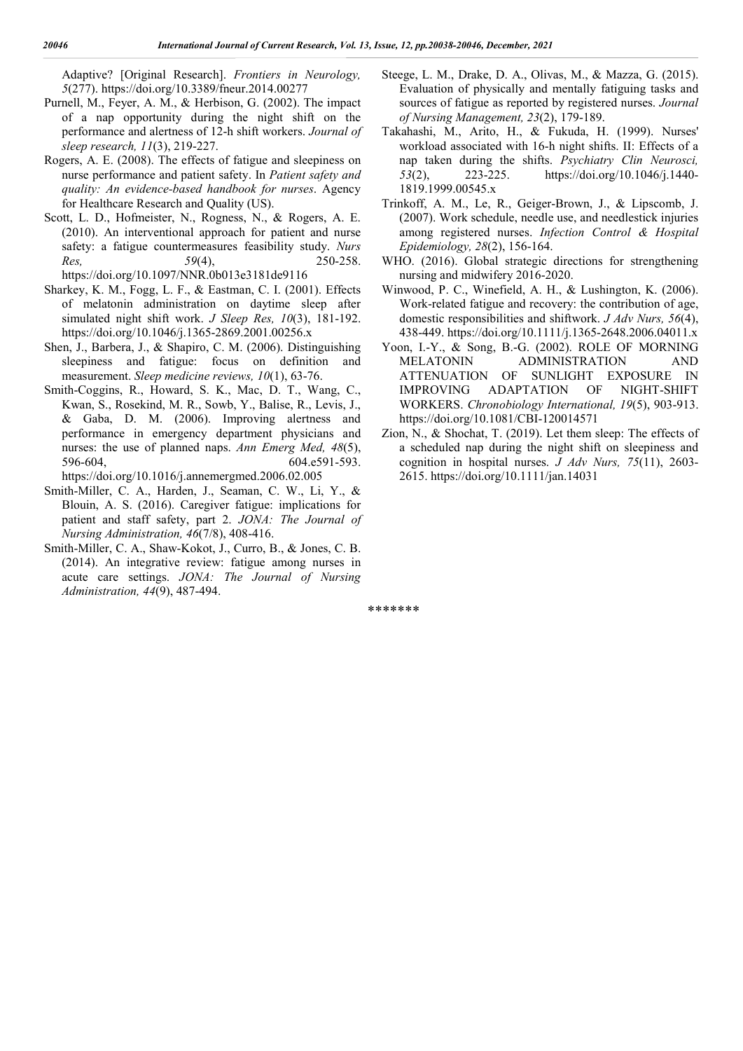Adaptive? [Original Research]. *Frontiers in Neurology, 5*(277). https://doi.org/10.3389/fneur.2014.00277

Purnell, M., Feyer, A. M., & Herbison, G. (2002). The impact of a nap opportunity during the night shift on the performance and alertness of 12-h shift workers. *Journal of sleep research, 11*(3), 219-227.

Rogers, A. E. (2008). The effects of fatigue and sleepiness on nurse performance and patient safety. In *Patient safety and quality: An evidence-based handbook for nurses*. Agency for Healthcare Research and Quality (US).

Scott, L. D., Hofmeister, N., Rogness, N., & Rogers, A. E. (2010). An interventional approach for patient and nurse safety: a fatigue countermeasures feasibility study. *Nurs Res, 59*(4), 250-258. https://doi.org/10.1097/NNR.0b013e3181de9116

Sharkey, K. M., Fogg, L. F., & Eastman, C. I. (2001). Effects of melatonin administration on daytime sleep after simulated night shift work. *J Sleep Res, 10*(3), 181-192. https://doi.org/10.1046/j.1365-2869.2001.00256.x

Shen, J., Barbera, J., & Shapiro, C. M. (2006). Distinguishing sleepiness and fatigue: focus on definition and measurement. *Sleep medicine reviews, 10*(1), 63-76.

Smith-Coggins, R., Howard, S. K., Mac, D. T., Wang, C., Kwan, S., Rosekind, M. R., Sowb, Y., Balise, R., Levis, J., & Gaba, D. M. (2006). Improving alertness and performance in emergency department physicians and nurses: the use of planned naps. *Ann Emerg Med, 48*(5), 596-604, 604.e591-593. https://doi.org/10.1016/j.annemergmed.2006.02.005

Smith-Miller, C. A., Harden, J., Seaman, C. W., Li, Y., & Blouin, A. S. (2016). Caregiver fatigue: implications for patient and staff safety, part 2. *JONA: The Journal of Nursing Administration, 46*(7/8), 408-416.

Smith-Miller, C. A., Shaw-Kokot, J., Curro, B., & Jones, C. B. (2014). An integrative review: fatigue among nurses in acute care settings. *JONA: The Journal of Nursing Administration, 44*(9), 487-494.

Steege, L. M., Drake, D. A., Olivas, M., & Mazza, G. (2015). Evaluation of physically and mentally fatiguing tasks and sources of fatigue as reported by registered nurses. *Journal of Nursing Management, 23*(2), 179-189.

Takahashi, M., Arito, H., & Fukuda, H. (1999). Nurses' workload associated with 16-h night shifts. II: Effects of a nap taken during the shifts. *Psychiatry Clin Neurosci, 53*(2), 223-225. https://doi.org/10.1046/j.1440-1819.1999.00545.x

Trinkoff, A. M., Le, R., Geiger-Brown, J., & Lipscomb, J. (2007). Work schedule, needle use, and needlestick injuries among registered nurses. *Infection Control & Hospital Epidemiology, 28*(2), 156-164.

WHO. (2016). Global strategic directions for strengthening nursing and midwifery 2016-2020.

Winwood, P. C., Winefield, A. H., & Lushington, K. (2006). Work-related fatigue and recovery: the contribution of age, domestic responsibilities and shiftwork. *J Adv Nurs, 56*(4), 438-449. https://doi.org/10.1111/j.1365-2648.2006.04011.x

Yoon, I.-Y., & Song, B.-G. (2002). ROLE OF MORNING MELATONIN ADMINISTRATION AND ATTENUATION OF SUNLIGHT EXPOSURE IN IMPROVING ADAPTATION OF NIGHT-SHIFT WORKERS. *Chronobiology International, 19*(5), 903-913. https://doi.org/10.1081/CBI-120014571

Zion, N., & Shochat, T. (2019). Let them sleep: The effects of a scheduled nap during the night shift on sleepiness and cognition in hospital nurses. *J Adv Nurs, 75*(11), 2603-2615. https://doi.org/10.1111/jan.14031

\*\*\*\*\*\*\*